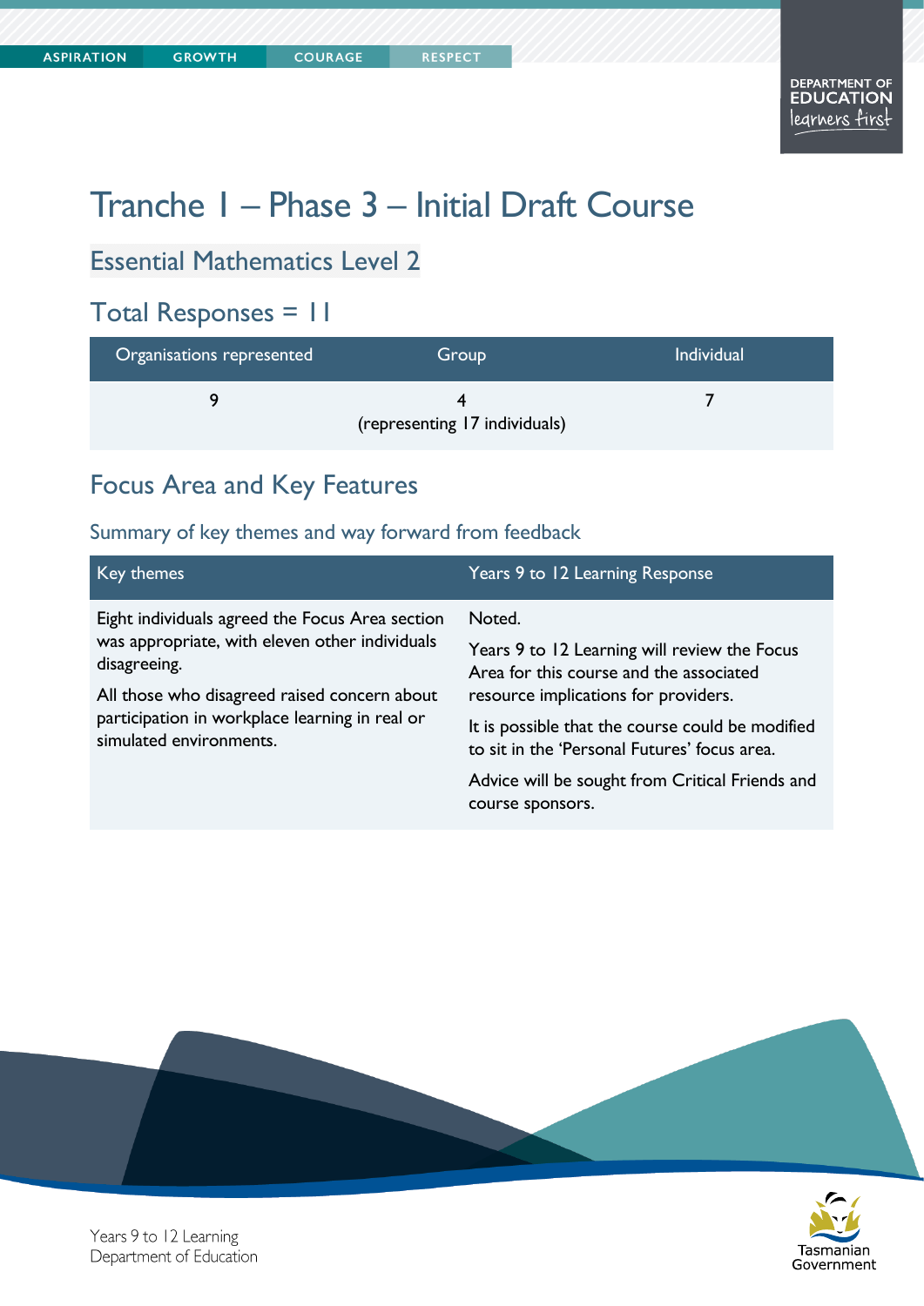# Tranche 1 – Phase 3 – Initial Draft Course

## Essential Mathematics Level 2

## Total Responses = 11

| Organisations represented | Group | Individual |
|---|---|---|
| 9 | 4 (representing 17 individuals) | 7 |

## Focus Area and Key Features

### Summary of key themes and way forward from feedback

| Key themes | Years 9 to 12 Learning Response |
|---|---|
| Eight individuals agreed the Focus Area section was appropriate, with eleven other individuals disagreeing.<br><br>All those who disagreed raised concern about participation in workplace learning in real or simulated environments. | Noted.<br><br>Years 9 to 12 Learning will review the Focus Area for this course and the associated resource implications for providers.<br><br>It is possible that the course could be modified to sit in the 'Personal Futures' focus area.<br><br>Advice will be sought from Critical Friends and course sponsors. |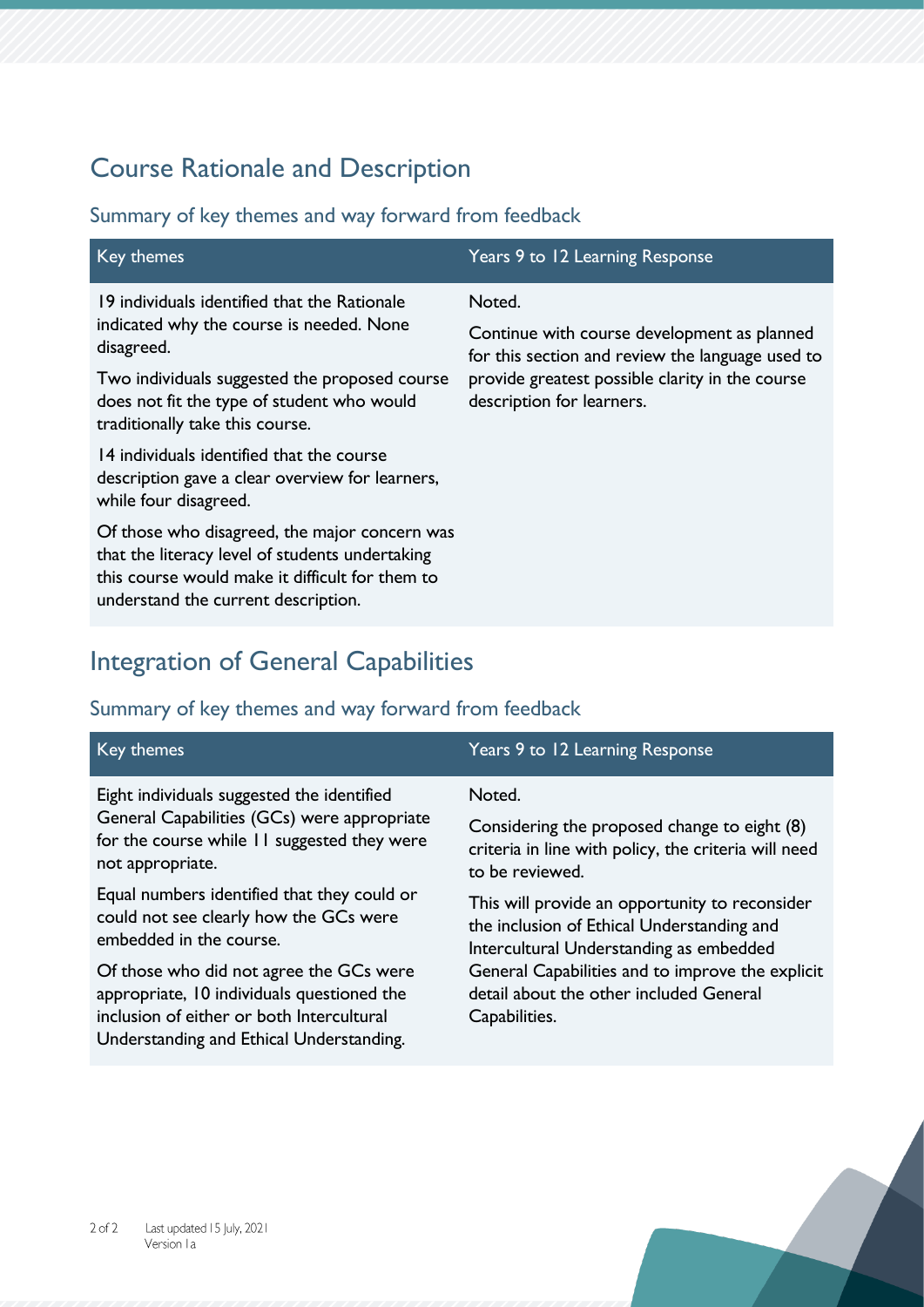## Course Rationale and Description

### Summary of key themes and way forward from feedback

| Key themes | Years 9 to 12 Learning Response |
|---|---|
| 19 individuals identified that the Rationale indicated why the course is needed. None disagreed.<br><br>Two individuals suggested the proposed course does not fit the type of student who would traditionally take this course.<br><br>14 individuals identified that the course description gave a clear overview for learners, while four disagreed.<br><br>Of those who disagreed, the major concern was that the literacy level of students undertaking this course would make it difficult for them to understand the current description. | Noted.<br><br>Continue with course development as planned for this section and review the language used to provide greatest possible clarity in the course description for learners. |

## Integration of General Capabilities

### Summary of key themes and way forward from feedback

| Key themes | Years 9 to 12 Learning Response |
|---|---|
| Eight individuals suggested the identified General Capabilities (GCs) were appropriate for the course while 11 suggested they were not appropriate.<br><br>Equal numbers identified that they could or could not see clearly how the GCs were embedded in the course.<br><br>Of those who did not agree the GCs were appropriate, 10 individuals questioned the inclusion of either or both Intercultural Understanding and Ethical Understanding. | Noted.<br><br>Considering the proposed change to eight (8) criteria in line with policy, the criteria will need to be reviewed.<br><br>This will provide an opportunity to reconsider the inclusion of Ethical Understanding and Intercultural Understanding as embedded General Capabilities and to improve the explicit detail about the other included General Capabilities. |

Last updated 15 July, 2021
Version 1a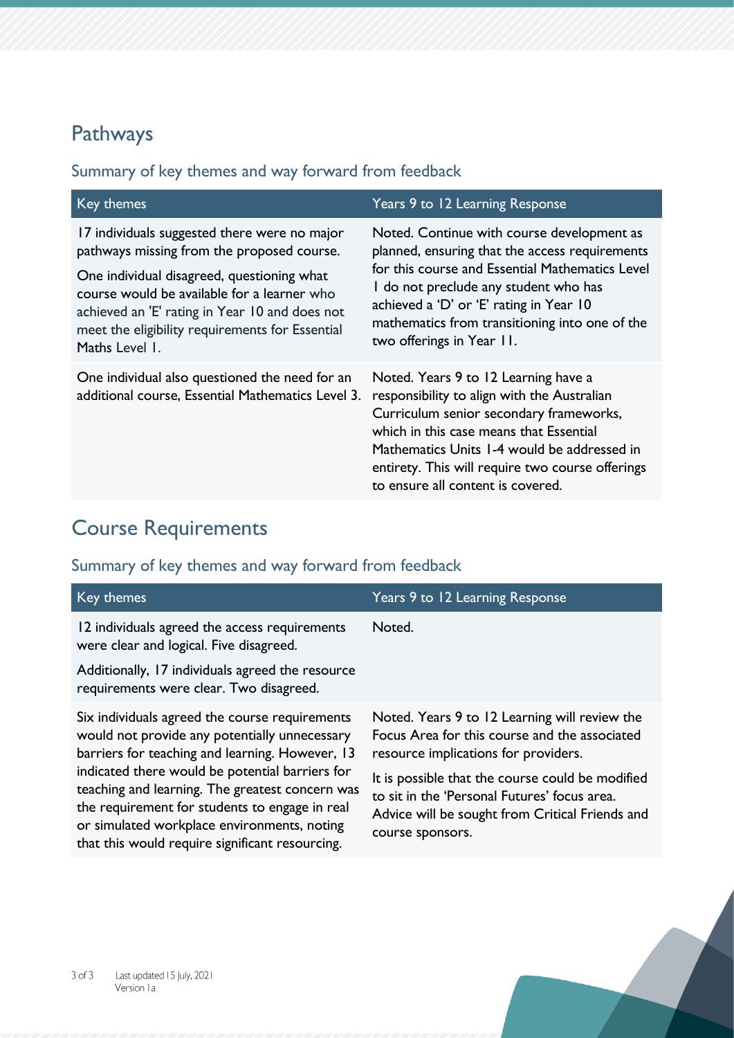## Pathways

### Summary of key themes and way forward from feedback

| Key themes | Years 9 to 12 Learning Response |
|---|---|
| 17 individuals suggested there were no major pathways missing from the proposed course. One individual disagreed, questioning what course would be available for a learner who achieved an 'E' rating in Year 10 and does not meet the eligibility requirements for Essential Maths Level 1. | Noted. Continue with course development as planned, ensuring that the access requirements for this course and Essential Mathematics Level 1 do not preclude any student who has achieved a 'D' or 'E' rating in Year 10 mathematics from transitioning into one of the two offerings in Year 11. |
| One individual also questioned the need for an additional course, Essential Mathematics Level 3. | Noted. Years 9 to 12 Learning have a responsibility to align with the Australian Curriculum senior secondary frameworks, which in this case means that Essential Mathematics Units 1-4 would be addressed in entirety. This will require two course offerings to ensure all content is covered. |

## Course Requirements

### Summary of key themes and way forward from feedback

| Key themes | Years 9 to 12 Learning Response |
|---|---|
| 12 individuals agreed the access requirements were clear and logical. Five disagreed. Additionally, 17 individuals agreed the resource requirements were clear. Two disagreed. | Noted. |
| Six individuals agreed the course requirements would not provide any potentially unnecessary barriers for teaching and learning. However, 13 indicated there would be potential barriers for teaching and learning. The greatest concern was the requirement for students to engage in real or simulated workplace environments, noting that this would require significant resourcing. | Noted. Years 9 to 12 Learning will review the Focus Area for this course and the associated resource implications for providers. It is possible that the course could be modified to sit in the 'Personal Futures' focus area. Advice will be sought from Critical Friends and course sponsors. |

Last updated 15 July, 2021
Version 1a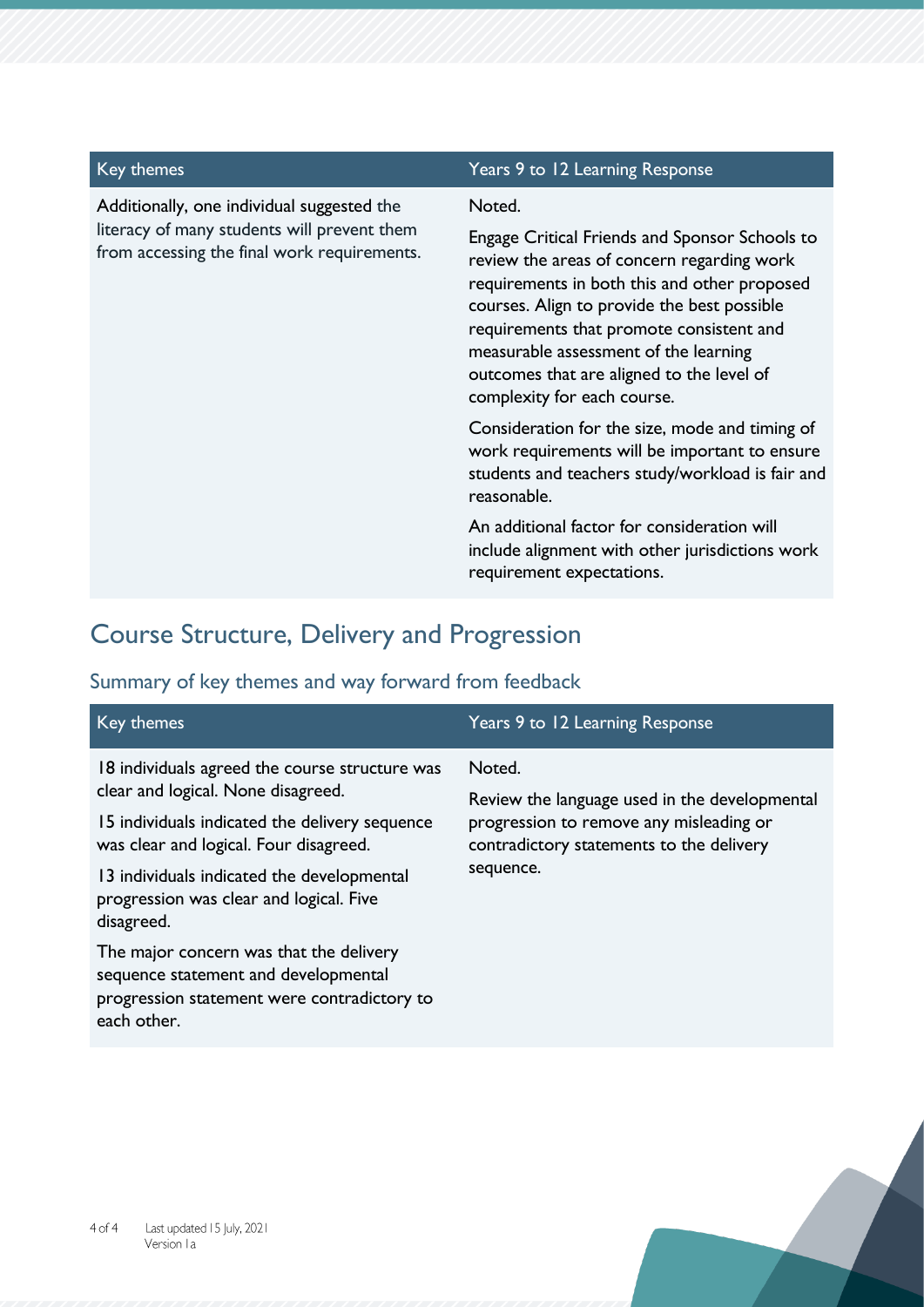| Key themes | Years 9 to 12 Learning Response |
| --- | --- |
| Additionally, one individual suggested the literacy of many students will prevent them from accessing the final work requirements. | Noted.<br><br>Engage Critical Friends and Sponsor Schools to review the areas of concern regarding work requirements in both this and other proposed courses. Align to provide the best possible requirements that promote consistent and measurable assessment of the learning outcomes that are aligned to the level of complexity for each course.<br><br>Consideration for the size, mode and timing of work requirements will be important to ensure students and teachers study/workload is fair and reasonable.<br><br>An additional factor for consideration will include alignment with other jurisdictions work requirement expectations. |

## Course Structure, Delivery and Progression

### Summary of key themes and way forward from feedback

| Key themes | Years 9 to 12 Learning Response |
| --- | --- |
| 18 individuals agreed the course structure was clear and logical. None disagreed.<br><br>15 individuals indicated the delivery sequence was clear and logical. Four disagreed.<br><br>13 individuals indicated the developmental progression was clear and logical. Five disagreed.<br><br>The major concern was that the delivery sequence statement and developmental progression statement were contradictory to each other. | Noted.<br><br>Review the language used in the developmental progression to remove any misleading or contradictory statements to the delivery sequence. |

Last updated 15 July, 2021
Version 1a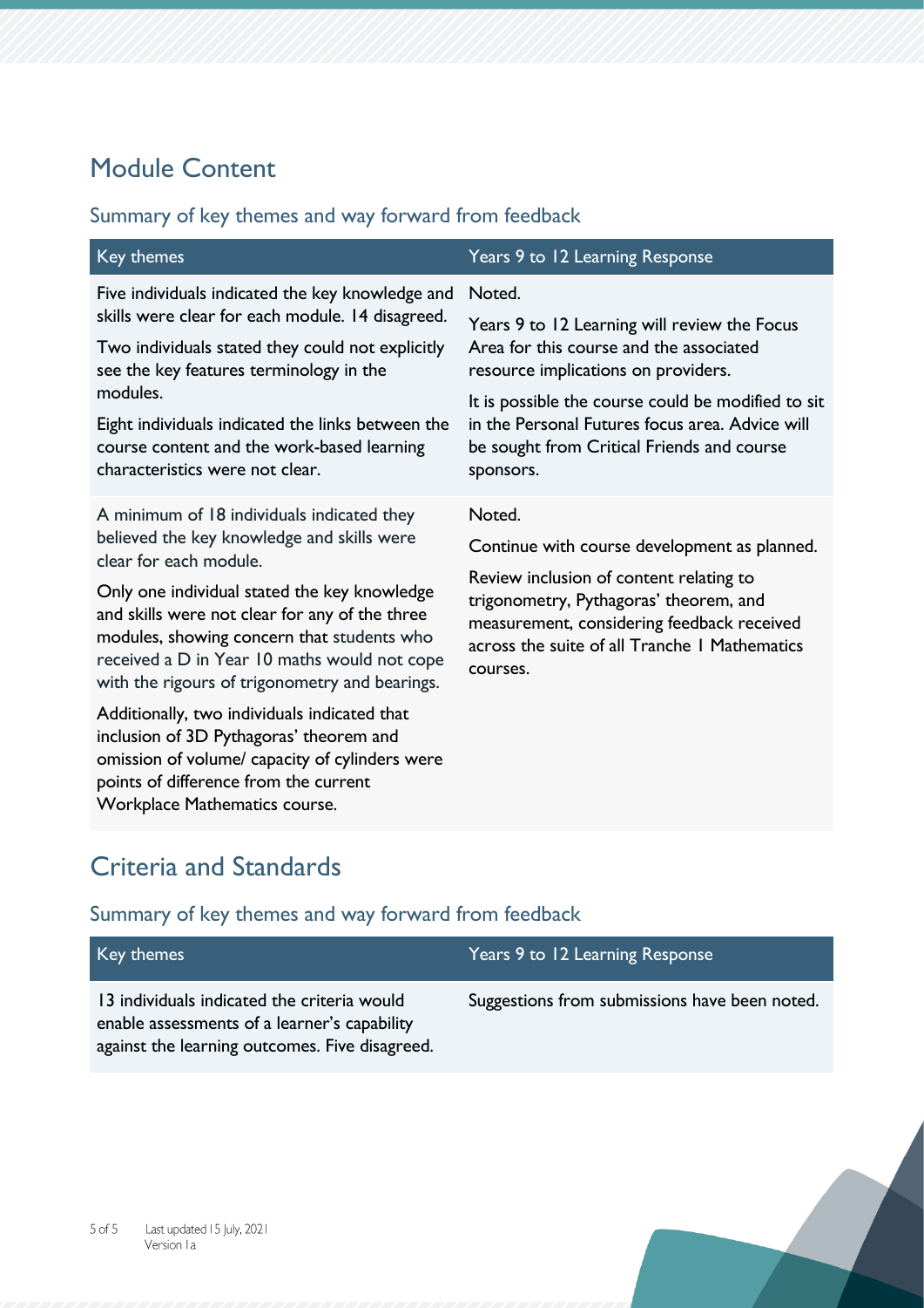## Module Content

### Summary of key themes and way forward from feedback

| Key themes | Years 9 to 12 Learning Response |
|---|---|
| Five individuals indicated the key knowledge and skills were clear for each module. 14 disagreed.<br><br>Two individuals stated they could not explicitly see the key features terminology in the modules.<br><br>Eight individuals indicated the links between the course content and the work-based learning characteristics were not clear. | Noted.<br><br>Years 9 to 12 Learning will review the Focus Area for this course and the associated resource implications on providers.<br><br>It is possible the course could be modified to sit in the Personal Futures focus area. Advice will be sought from Critical Friends and course sponsors. |
| A minimum of 18 individuals indicated they believed the key knowledge and skills were clear for each module.<br><br>Only one individual stated the key knowledge and skills were not clear for any of the three modules, showing concern that students who received a D in Year 10 maths would not cope with the rigours of trigonometry and bearings.<br><br>Additionally, two individuals indicated that inclusion of 3D Pythagoras' theorem and omission of volume/ capacity of cylinders were points of difference from the current Workplace Mathematics course. | Noted.<br><br>Continue with course development as planned.<br><br>Review inclusion of content relating to trigonometry, Pythagoras' theorem, and measurement, considering feedback received across the suite of all Tranche 1 Mathematics courses. |

## Criteria and Standards

### Summary of key themes and way forward from feedback

| Key themes | Years 9 to 12 Learning Response |
|---|---|
| 13 individuals indicated the criteria would enable assessments of a learner's capability against the learning outcomes. Five disagreed. | Suggestions from submissions have been noted. |

Last updated 15 July, 2021
Version 1a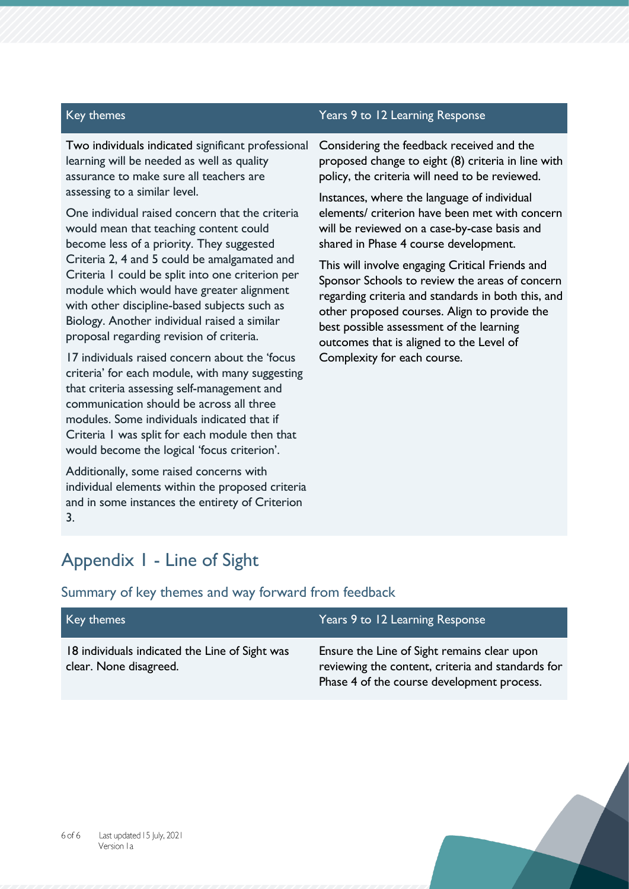| Key themes | Years 9 to 12 Learning Response |
| --- | --- |
| Two individuals indicated significant professional learning will be needed as well as quality assurance to make sure all teachers are assessing to a similar level.<br><br>One individual raised concern that the criteria would mean that teaching content could become less of a priority. They suggested Criteria 2, 4 and 5 could be amalgamated and Criteria 1 could be split into one criterion per module which would have greater alignment with other discipline-based subjects such as Biology. Another individual raised a similar proposal regarding revision of criteria.<br><br>17 individuals raised concern about the 'focus criteria' for each module, with many suggesting that criteria assessing self-management and communication should be across all three modules. Some individuals indicated that if Criteria 1 was split for each module then that would become the logical 'focus criterion'.<br><br>Additionally, some raised concerns with individual elements within the proposed criteria and in some instances the entirety of Criterion 3. | Considering the feedback received and the proposed change to eight (8) criteria in line with policy, the criteria will need to be reviewed.<br><br>Instances, where the language of individual elements/ criterion have been met with concern will be reviewed on a case-by-case basis and shared in Phase 4 course development.<br><br>This will involve engaging Critical Friends and Sponsor Schools to review the areas of concern regarding criteria and standards in both this, and other proposed courses. Align to provide the best possible assessment of the learning outcomes that is aligned to the Level of Complexity for each course. |

# Appendix 1 - Line of Sight

## Summary of key themes and way forward from feedback

| Key themes | Years 9 to 12 Learning Response |
| --- | --- |
| 18 individuals indicated the Line of Sight was clear. None disagreed. | Ensure the Line of Sight remains clear upon reviewing the content, criteria and standards for Phase 4 of the course development process. |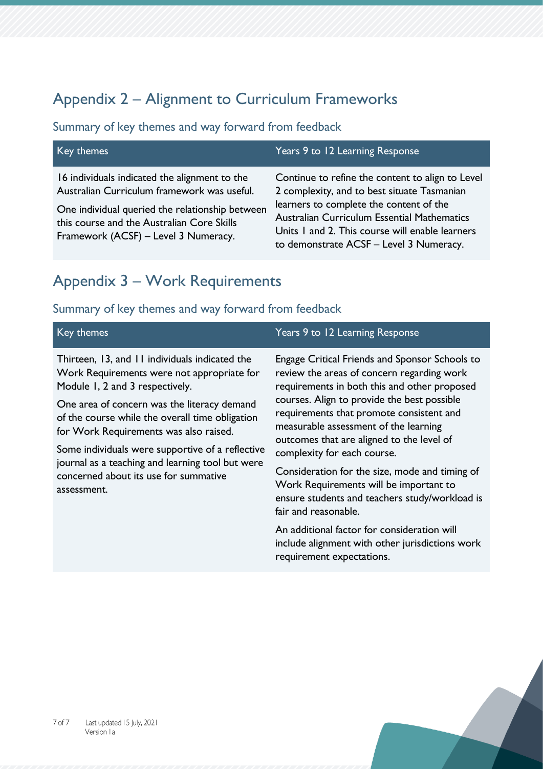## Appendix 2 – Alignment to Curriculum Frameworks

### Summary of key themes and way forward from feedback

| Key themes | Years 9 to 12 Learning Response |
|---|---|
| 16 individuals indicated the alignment to the Australian Curriculum framework was useful.<br><br>One individual queried the relationship between this course and the Australian Core Skills Framework (ACSF) – Level 3 Numeracy. | Continue to refine the content to align to Level 2 complexity, and to best situate Tasmanian learners to complete the content of the Australian Curriculum Essential Mathematics Units 1 and 2. This course will enable learners to demonstrate ACSF – Level 3 Numeracy. |

## Appendix 3 – Work Requirements

### Summary of key themes and way forward from feedback

| Key themes | Years 9 to 12 Learning Response |
|---|---|
| Thirteen, 13, and 11 individuals indicated the Work Requirements were not appropriate for Module 1, 2 and 3 respectively.<br><br>One area of concern was the literacy demand of the course while the overall time obligation for Work Requirements was also raised.<br><br>Some individuals were supportive of a reflective journal as a teaching and learning tool but were concerned about its use for summative assessment. | Engage Critical Friends and Sponsor Schools to review the areas of concern regarding work requirements in both this and other proposed courses. Align to provide the best possible requirements that promote consistent and measurable assessment of the learning outcomes that are aligned to the level of complexity for each course.<br><br>Consideration for the size, mode and timing of Work Requirements will be important to ensure students and teachers study/workload is fair and reasonable.<br><br>An additional factor for consideration will include alignment with other jurisdictions work requirement expectations. |

Last updated 15 July, 2021
Version 1a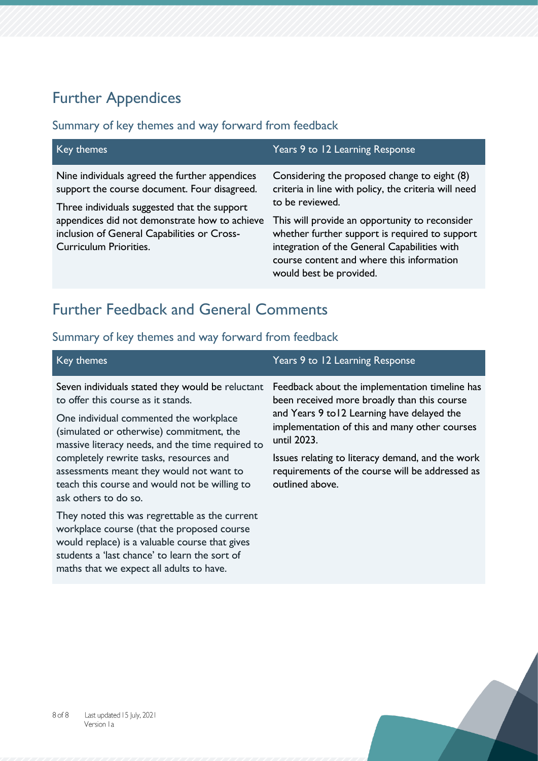## Further Appendices

### Summary of key themes and way forward from feedback

| Key themes | Years 9 to 12 Learning Response |
| --- | --- |
| Nine individuals agreed the further appendices support the course document. Four disagreed.<br><br>Three individuals suggested that the support appendices did not demonstrate how to achieve inclusion of General Capabilities or Cross-Curriculum Priorities. | Considering the proposed change to eight (8) criteria in line with policy, the criteria will need to be reviewed.<br><br>This will provide an opportunity to reconsider whether further support is required to support integration of the General Capabilities with course content and where this information would best be provided. |

## Further Feedback and General Comments

### Summary of key themes and way forward from feedback

| Key themes | Years 9 to 12 Learning Response |
| --- | --- |
| Seven individuals stated they would be reluctant to offer this course as it stands.<br><br>One individual commented the workplace (simulated or otherwise) commitment, the massive literacy needs, and the time required to completely rewrite tasks, resources and assessments meant they would not want to teach this course and would not be willing to ask others to do so.<br><br>They noted this was regrettable as the current workplace course (that the proposed course would replace) is a valuable course that gives students a 'last chance' to learn the sort of maths that we expect all adults to have. | Feedback about the implementation timeline has been received more broadly than this course and Years 9 to12 Learning have delayed the implementation of this and many other courses until 2023.<br><br>Issues relating to literacy demand, and the work requirements of the course will be addressed as outlined above. |

Last updated 15 July, 2021
Version 1a